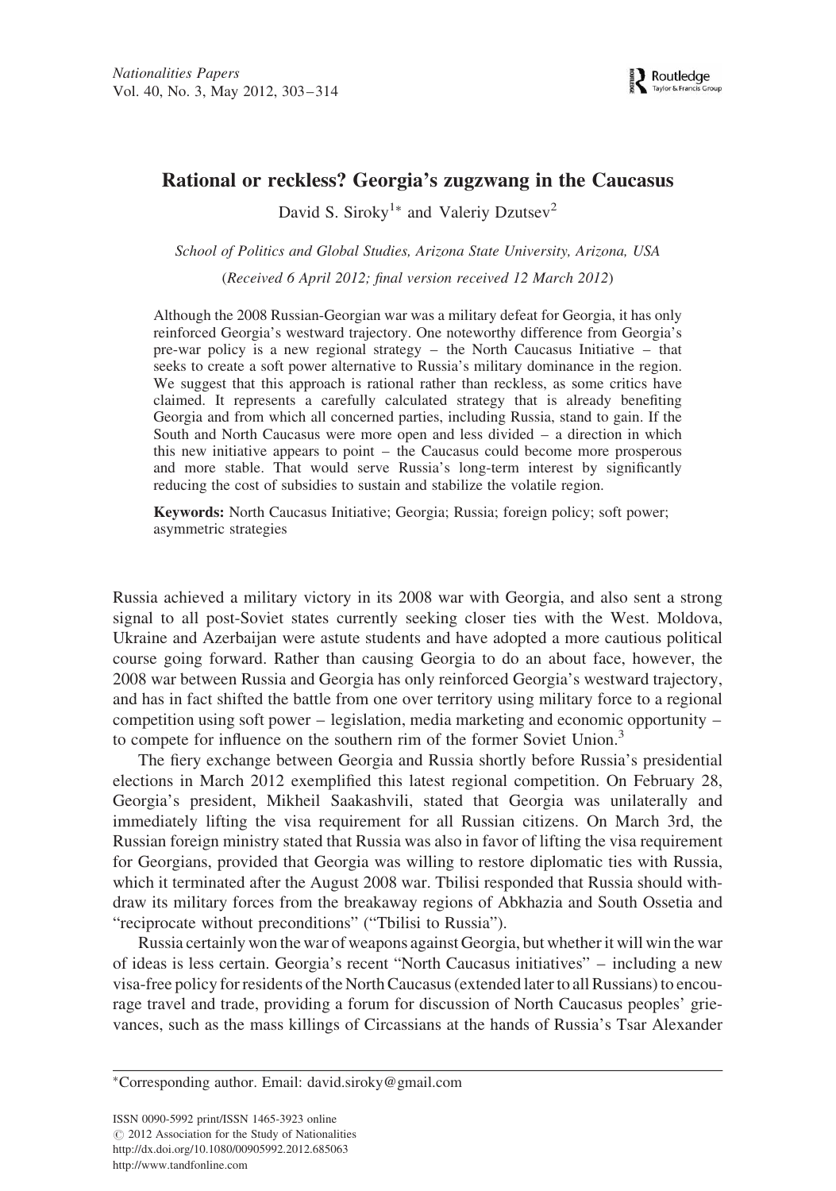# Rational or reckless? Georgia's zugzwang in the Caucasus

David S. Siroky[1]* and Valeriy Dzutsev[2]

*School of Politics and Global Studies, Arizona State University, Arizona, USA*

(*Received 6 April 2012; final version received 12 March 2012*)

Although the 2008 Russian-Georgian war was a military defeat for Georgia, it has only reinforced Georgia's westward trajectory. One noteworthy difference from Georgia's pre-war policy is a new regional strategy – the North Caucasus Initiative – that seeks to create a soft power alternative to Russia's military dominance in the region. We suggest that this approach is rational rather than reckless, as some critics have claimed. It represents a carefully calculated strategy that is already benefiting Georgia and from which all concerned parties, including Russia, stand to gain. If the South and North Caucasus were more open and less divided – a direction in which this new initiative appears to point – the Caucasus could become more prosperous and more stable. That would serve Russia's long-term interest by significantly reducing the cost of subsidies to sustain and stabilize the volatile region.

**Keywords:** North Caucasus Initiative; Georgia; Russia; foreign policy; soft power; asymmetric strategies

Russia achieved a military victory in its 2008 war with Georgia, and also sent a strong signal to all post-Soviet states currently seeking closer ties with the West. Moldova, Ukraine and Azerbaijan were astute students and have adopted a more cautious political course going forward. Rather than causing Georgia to do an about face, however, the 2008 war between Russia and Georgia has only reinforced Georgia's westward trajectory, and has in fact shifted the battle from one over territory using military force to a regional competition using soft power – legislation, media marketing and economic opportunity – to compete for influence on the southern rim of the former Soviet Union.[3]

The fiery exchange between Georgia and Russia shortly before Russia's presidential elections in March 2012 exemplified this latest regional competition. On February 28, Georgia's president, Mikheil Saakashvili, stated that Georgia was unilaterally and immediately lifting the visa requirement for all Russian citizens. On March 3rd, the Russian foreign ministry stated that Russia was also in favor of lifting the visa requirement for Georgians, provided that Georgia was willing to restore diplomatic ties with Russia, which it terminated after the August 2008 war. Tbilisi responded that Russia should withdraw its military forces from the breakaway regions of Abkhazia and South Ossetia and "reciprocate without preconditions" ("Tbilisi to Russia").

Russia certainly won the war of weapons against Georgia, but whether it will win the war of ideas is less certain. Georgia's recent "North Caucasus initiatives" – including a new visa-free policy for residents of the North Caucasus (extended later to all Russians) to encourage travel and trade, providing a forum for discussion of North Caucasus peoples' grievances, such as the mass killings of Circassians at the hands of Russia's Tsar Alexander

*Corresponding author. Email: david.siroky@gmail.com

ISSN 0090-5992 print/ISSN 1465-3923 online
© 2012 Association for the Study of Nationalities
http://dx.doi.org/10.1080/00905992.2012.685063
http://www.tandfonline.com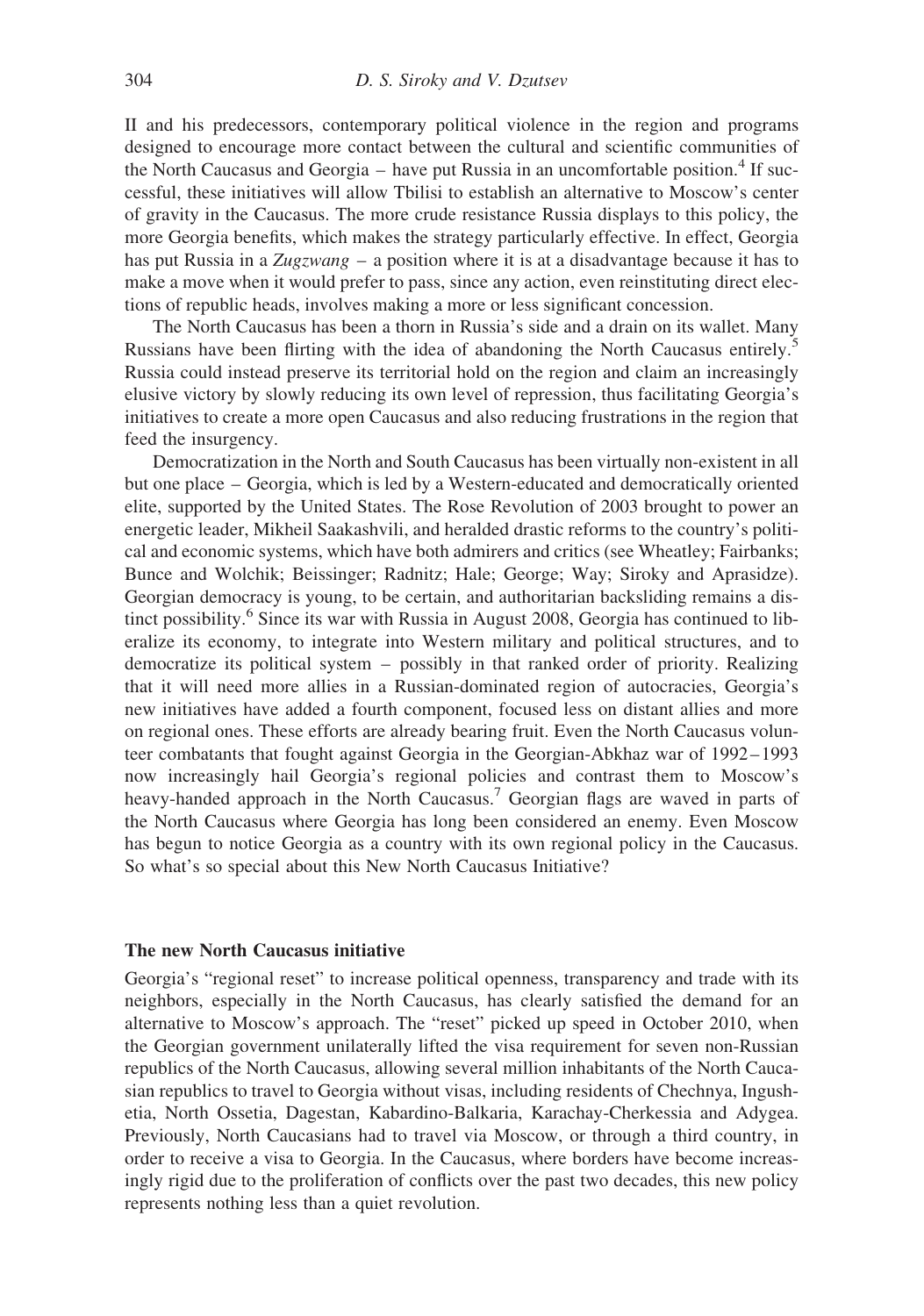II and his predecessors, contemporary political violence in the region and programs designed to encourage more contact between the cultural and scientific communities of the North Caucasus and Georgia – have put Russia in an uncomfortable position.[4] If successful, these initiatives will allow Tbilisi to establish an alternative to Moscow's center of gravity in the Caucasus. The more crude resistance Russia displays to this policy, the more Georgia benefits, which makes the strategy particularly effective. In effect, Georgia has put Russia in a *Zugzwang* – a position where it is at a disadvantage because it has to make a move when it would prefer to pass, since any action, even reinstituting direct elections of republic heads, involves making a more or less significant concession.

The North Caucasus has been a thorn in Russia's side and a drain on its wallet. Many Russians have been flirting with the idea of abandoning the North Caucasus entirely.[5] Russia could instead preserve its territorial hold on the region and claim an increasingly elusive victory by slowly reducing its own level of repression, thus facilitating Georgia's initiatives to create a more open Caucasus and also reducing frustrations in the region that feed the insurgency.

Democratization in the North and South Caucasus has been virtually non-existent in all but one place – Georgia, which is led by a Western-educated and democratically oriented elite, supported by the United States. The Rose Revolution of 2003 brought to power an energetic leader, Mikheil Saakashvili, and heralded drastic reforms to the country's political and economic systems, which have both admirers and critics (see Wheatley; Fairbanks; Bunce and Wolchik; Beissinger; Radnitz; Hale; George; Way; Siroky and Aprasidze). Georgian democracy is young, to be certain, and authoritarian backsliding remains a distinct possibility.[6] Since its war with Russia in August 2008, Georgia has continued to liberalize its economy, to integrate into Western military and political structures, and to democratize its political system – possibly in that ranked order of priority. Realizing that it will need more allies in a Russian-dominated region of autocracies, Georgia's new initiatives have added a fourth component, focused less on distant allies and more on regional ones. These efforts are already bearing fruit. Even the North Caucasus volunteer combatants that fought against Georgia in the Georgian-Abkhaz war of 1992–1993 now increasingly hail Georgia's regional policies and contrast them to Moscow's heavy-handed approach in the North Caucasus.[7] Georgian flags are waved in parts of the North Caucasus where Georgia has long been considered an enemy. Even Moscow has begun to notice Georgia as a country with its own regional policy in the Caucasus. So what's so special about this New North Caucasus Initiative?

## The new North Caucasus initiative

Georgia's "regional reset" to increase political openness, transparency and trade with its neighbors, especially in the North Caucasus, has clearly satisfied the demand for an alternative to Moscow's approach. The "reset" picked up speed in October 2010, when the Georgian government unilaterally lifted the visa requirement for seven non-Russian republics of the North Caucasus, allowing several million inhabitants of the North Caucasian republics to travel to Georgia without visas, including residents of Chechnya, Ingushetia, North Ossetia, Dagestan, Kabardino-Balkaria, Karachay-Cherkessia and Adygea. Previously, North Caucasians had to travel via Moscow, or through a third country, in order to receive a visa to Georgia. In the Caucasus, where borders have become increasingly rigid due to the proliferation of conflicts over the past two decades, this new policy represents nothing less than a quiet revolution.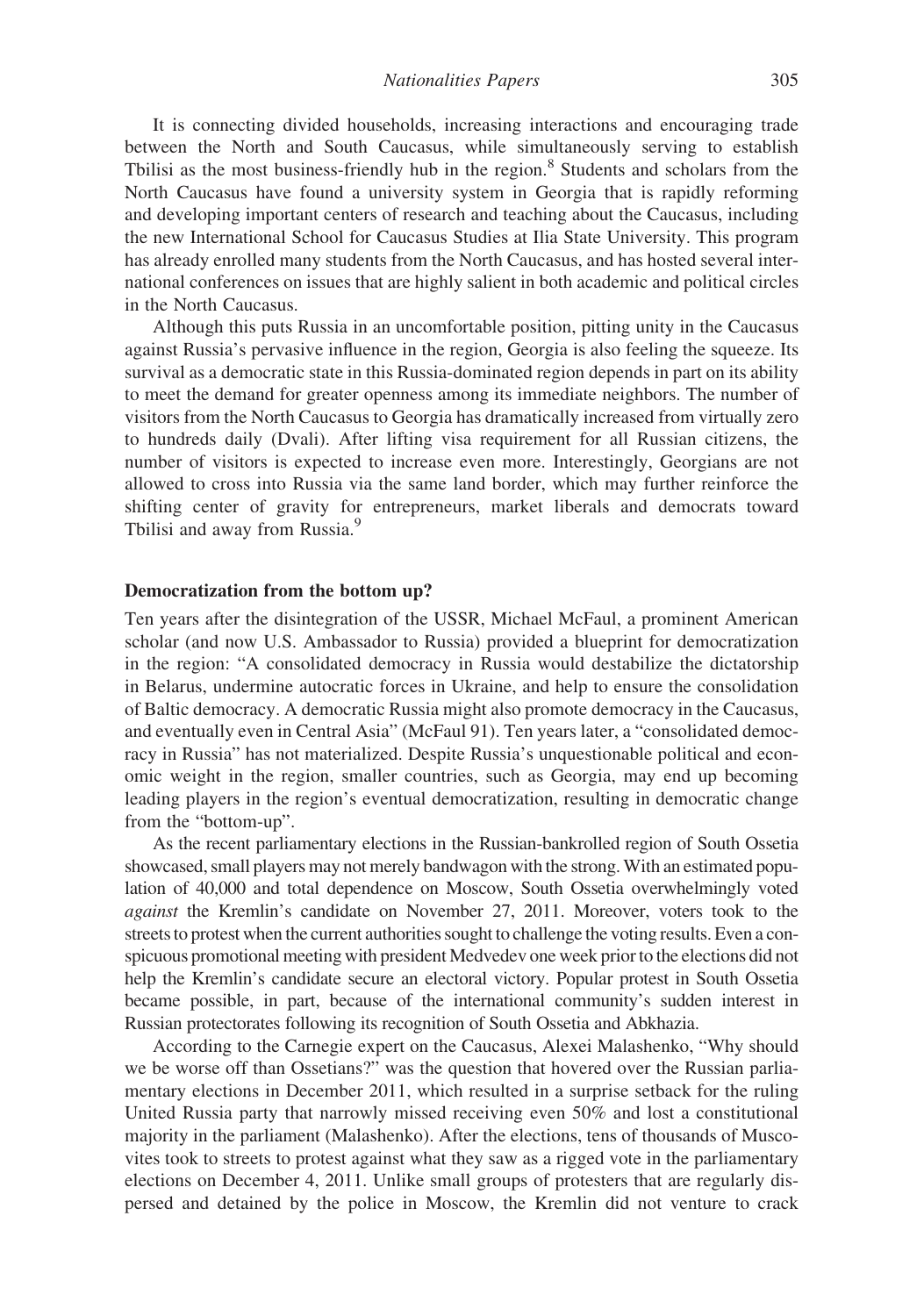It is connecting divided households, increasing interactions and encouraging trade between the North and South Caucasus, while simultaneously serving to establish Tbilisi as the most business-friendly hub in the region.[8] Students and scholars from the North Caucasus have found a university system in Georgia that is rapidly reforming and developing important centers of research and teaching about the Caucasus, including the new International School for Caucasus Studies at Ilia State University. This program has already enrolled many students from the North Caucasus, and has hosted several international conferences on issues that are highly salient in both academic and political circles in the North Caucasus.

Although this puts Russia in an uncomfortable position, pitting unity in the Caucasus against Russia's pervasive influence in the region, Georgia is also feeling the squeeze. Its survival as a democratic state in this Russia-dominated region depends in part on its ability to meet the demand for greater openness among its immediate neighbors. The number of visitors from the North Caucasus to Georgia has dramatically increased from virtually zero to hundreds daily (Dvali). After lifting visa requirement for all Russian citizens, the number of visitors is expected to increase even more. Interestingly, Georgians are not allowed to cross into Russia via the same land border, which may further reinforce the shifting center of gravity for entrepreneurs, market liberals and democrats toward Tbilisi and away from Russia.[9]

## Democratization from the bottom up?

Ten years after the disintegration of the USSR, Michael McFaul, a prominent American scholar (and now U.S. Ambassador to Russia) provided a blueprint for democratization in the region: "A consolidated democracy in Russia would destabilize the dictatorship in Belarus, undermine autocratic forces in Ukraine, and help to ensure the consolidation of Baltic democracy. A democratic Russia might also promote democracy in the Caucasus, and eventually even in Central Asia" (McFaul 91). Ten years later, a "consolidated democracy in Russia" has not materialized. Despite Russia's unquestionable political and economic weight in the region, smaller countries, such as Georgia, may end up becoming leading players in the region's eventual democratization, resulting in democratic change from the "bottom-up".

As the recent parliamentary elections in the Russian-bankrolled region of South Ossetia showcased, small players may not merely bandwagon with the strong. With an estimated population of 40,000 and total dependence on Moscow, South Ossetia overwhelmingly voted *against* the Kremlin's candidate on November 27, 2011. Moreover, voters took to the streets to protest when the current authorities sought to challenge the voting results. Even a conspicuous promotional meeting with president Medvedev one week prior to the elections did not help the Kremlin's candidate secure an electoral victory. Popular protest in South Ossetia became possible, in part, because of the international community's sudden interest in Russian protectorates following its recognition of South Ossetia and Abkhazia.

According to the Carnegie expert on the Caucasus, Alexei Malashenko, "Why should we be worse off than Ossetians?" was the question that hovered over the Russian parliamentary elections in December 2011, which resulted in a surprise setback for the ruling United Russia party that narrowly missed receiving even 50% and lost a constitutional majority in the parliament (Malashenko). After the elections, tens of thousands of Muscovites took to streets to protest against what they saw as a rigged vote in the parliamentary elections on December 4, 2011. Unlike small groups of protesters that are regularly dispersed and detained by the police in Moscow, the Kremlin did not venture to crack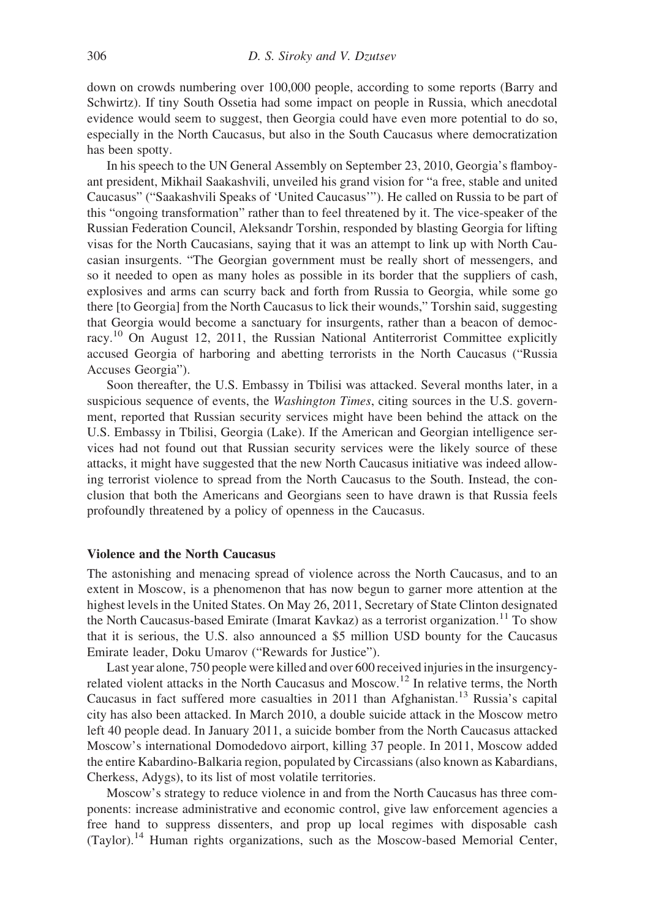down on crowds numbering over 100,000 people, according to some reports (Barry and Schwirtz). If tiny South Ossetia had some impact on people in Russia, which anecdotal evidence would seem to suggest, then Georgia could have even more potential to do so, especially in the North Caucasus, but also in the South Caucasus where democratization has been spotty.

In his speech to the UN General Assembly on September 23, 2010, Georgia's flamboyant president, Mikhail Saakashvili, unveiled his grand vision for "a free, stable and united Caucasus" ("Saakashvili Speaks of 'United Caucasus'"). He called on Russia to be part of this "ongoing transformation" rather than to feel threatened by it. The vice-speaker of the Russian Federation Council, Aleksandr Torshin, responded by blasting Georgia for lifting visas for the North Caucasians, saying that it was an attempt to link up with North Caucasian insurgents. "The Georgian government must be really short of messengers, and so it needed to open as many holes as possible in its border that the suppliers of cash, explosives and arms can scurry back and forth from Russia to Georgia, while some go there [to Georgia] from the North Caucasus to lick their wounds," Torshin said, suggesting that Georgia would become a sanctuary for insurgents, rather than a beacon of democracy.[10] On August 12, 2011, the Russian National Antiterrorist Committee explicitly accused Georgia of harboring and abetting terrorists in the North Caucasus ("Russia Accuses Georgia").

Soon thereafter, the U.S. Embassy in Tbilisi was attacked. Several months later, in a suspicious sequence of events, the *Washington Times*, citing sources in the U.S. government, reported that Russian security services might have been behind the attack on the U.S. Embassy in Tbilisi, Georgia (Lake). If the American and Georgian intelligence services had not found out that Russian security services were the likely source of these attacks, it might have suggested that the new North Caucasus initiative was indeed allowing terrorist violence to spread from the North Caucasus to the South. Instead, the conclusion that both the Americans and Georgians seen to have drawn is that Russia feels profoundly threatened by a policy of openness in the Caucasus.

## Violence and the North Caucasus

The astonishing and menacing spread of violence across the North Caucasus, and to an extent in Moscow, is a phenomenon that has now begun to garner more attention at the highest levels in the United States. On May 26, 2011, Secretary of State Clinton designated the North Caucasus-based Emirate (Imarat Kavkaz) as a terrorist organization.[11] To show that it is serious, the U.S. also announced a $5 million USD bounty for the Caucasus Emirate leader, Doku Umarov ("Rewards for Justice").

Last year alone, 750 people were killed and over 600 received injuries in the insurgency-related violent attacks in the North Caucasus and Moscow.[12] In relative terms, the North Caucasus in fact suffered more casualties in 2011 than Afghanistan.[13] Russia's capital city has also been attacked. In March 2010, a double suicide attack in the Moscow metro left 40 people dead. In January 2011, a suicide bomber from the North Caucasus attacked Moscow's international Domodedovo airport, killing 37 people. In 2011, Moscow added the entire Kabardino-Balkaria region, populated by Circassians (also known as Kabardians, Cherkess, Adygs), to its list of most volatile territories.

Moscow's strategy to reduce violence in and from the North Caucasus has three components: increase administrative and economic control, give law enforcement agencies a free hand to suppress dissenters, and prop up local regimes with disposable cash (Taylor).[14] Human rights organizations, such as the Moscow-based Memorial Center,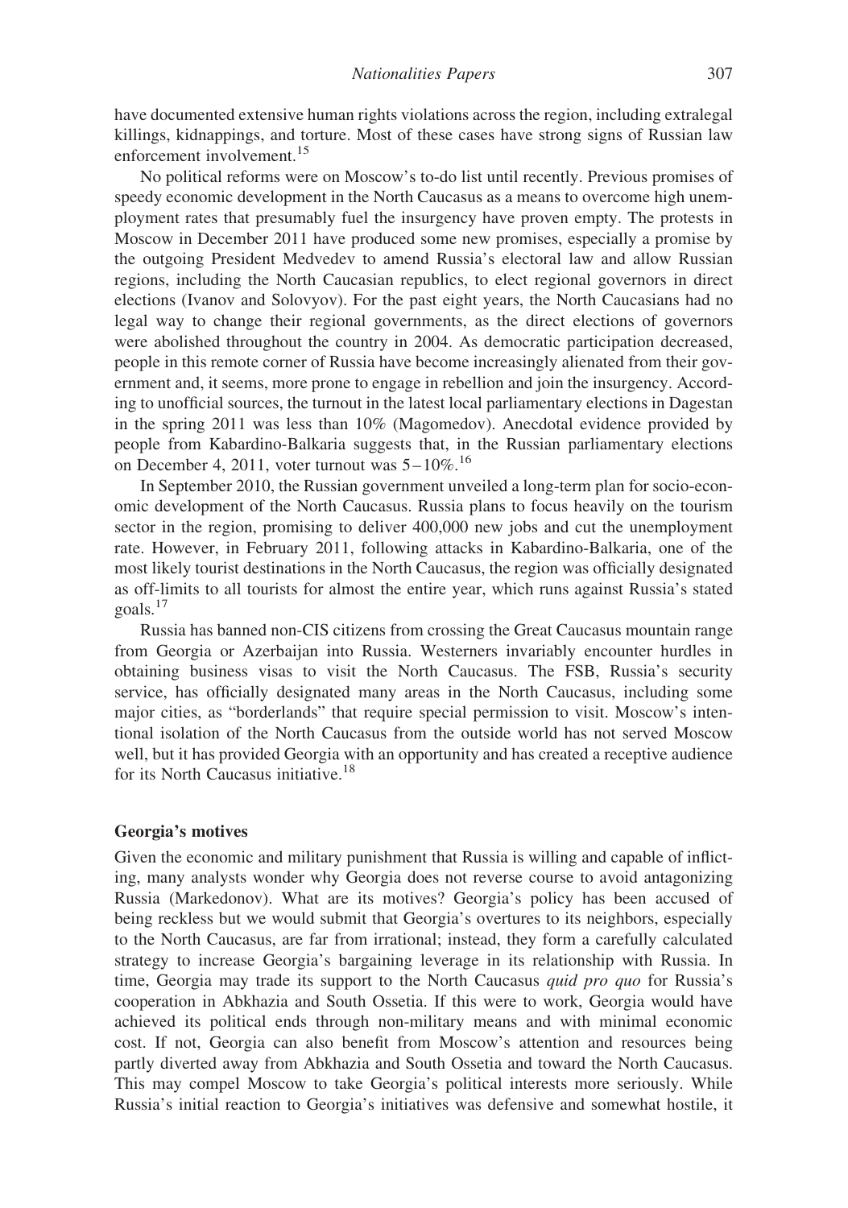have documented extensive human rights violations across the region, including extralegal killings, kidnappings, and torture. Most of these cases have strong signs of Russian law enforcement involvement.[15]

No political reforms were on Moscow's to-do list until recently. Previous promises of speedy economic development in the North Caucasus as a means to overcome high unemployment rates that presumably fuel the insurgency have proven empty. The protests in Moscow in December 2011 have produced some new promises, especially a promise by the outgoing President Medvedev to amend Russia's electoral law and allow Russian regions, including the North Caucasian republics, to elect regional governors in direct elections (Ivanov and Solovyov). For the past eight years, the North Caucasians had no legal way to change their regional governments, as the direct elections of governors were abolished throughout the country in 2004. As democratic participation decreased, people in this remote corner of Russia have become increasingly alienated from their government and, it seems, more prone to engage in rebellion and join the insurgency. According to unofficial sources, the turnout in the latest local parliamentary elections in Dagestan in the spring 2011 was less than 10% (Magomedov). Anecdotal evidence provided by people from Kabardino-Balkaria suggests that, in the Russian parliamentary elections on December 4, 2011, voter turnout was 5–10%.[16]

In September 2010, the Russian government unveiled a long-term plan for socio-economic development of the North Caucasus. Russia plans to focus heavily on the tourism sector in the region, promising to deliver 400,000 new jobs and cut the unemployment rate. However, in February 2011, following attacks in Kabardino-Balkaria, one of the most likely tourist destinations in the North Caucasus, the region was officially designated as off-limits to all tourists for almost the entire year, which runs against Russia's stated goals.[17]

Russia has banned non-CIS citizens from crossing the Great Caucasus mountain range from Georgia or Azerbaijan into Russia. Westerners invariably encounter hurdles in obtaining business visas to visit the North Caucasus. The FSB, Russia's security service, has officially designated many areas in the North Caucasus, including some major cities, as "borderlands" that require special permission to visit. Moscow's intentional isolation of the North Caucasus from the outside world has not served Moscow well, but it has provided Georgia with an opportunity and has created a receptive audience for its North Caucasus initiative.[18]

## Georgia's motives

Given the economic and military punishment that Russia is willing and capable of inflicting, many analysts wonder why Georgia does not reverse course to avoid antagonizing Russia (Markedonov). What are its motives? Georgia's policy has been accused of being reckless but we would submit that Georgia's overtures to its neighbors, especially to the North Caucasus, are far from irrational; instead, they form a carefully calculated strategy to increase Georgia's bargaining leverage in its relationship with Russia. In time, Georgia may trade its support to the North Caucasus *quid pro quo* for Russia's cooperation in Abkhazia and South Ossetia. If this were to work, Georgia would have achieved its political ends through non-military means and with minimal economic cost. If not, Georgia can also benefit from Moscow's attention and resources being partly diverted away from Abkhazia and South Ossetia and toward the North Caucasus. This may compel Moscow to take Georgia's political interests more seriously. While Russia's initial reaction to Georgia's initiatives was defensive and somewhat hostile, it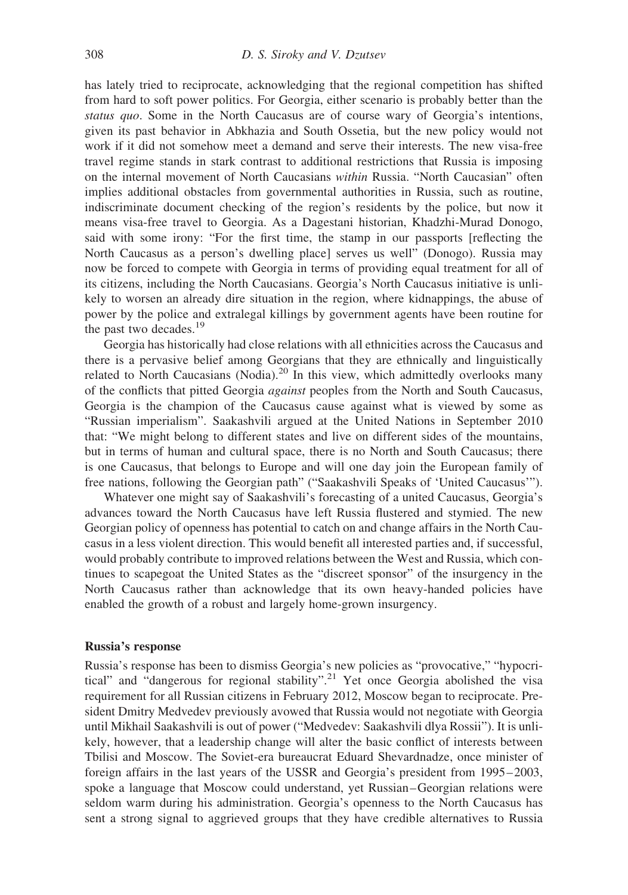has lately tried to reciprocate, acknowledging that the regional competition has shifted from hard to soft power politics. For Georgia, either scenario is probably better than the *status quo*. Some in the North Caucasus are of course wary of Georgia's intentions, given its past behavior in Abkhazia and South Ossetia, but the new policy would not work if it did not somehow meet a demand and serve their interests. The new visa-free travel regime stands in stark contrast to additional restrictions that Russia is imposing on the internal movement of North Caucasians *within* Russia. "North Caucasian" often implies additional obstacles from governmental authorities in Russia, such as routine, indiscriminate document checking of the region's residents by the police, but now it means visa-free travel to Georgia. As a Dagestani historian, Khadzhi-Murad Donogo, said with some irony: "For the first time, the stamp in our passports [reflecting the North Caucasus as a person's dwelling place] serves us well" (Donogo). Russia may now be forced to compete with Georgia in terms of providing equal treatment for all of its citizens, including the North Caucasians. Georgia's North Caucasus initiative is unlikely to worsen an already dire situation in the region, where kidnappings, the abuse of power by the police and extralegal killings by government agents have been routine for the past two decades.[19]

Georgia has historically had close relations with all ethnicities across the Caucasus and there is a pervasive belief among Georgians that they are ethnically and linguistically related to North Caucasians (Nodia).[20] In this view, which admittedly overlooks many of the conflicts that pitted Georgia *against* peoples from the North and South Caucasus, Georgia is the champion of the Caucasus cause against what is viewed by some as "Russian imperialism". Saakashvili argued at the United Nations in September 2010 that: "We might belong to different states and live on different sides of the mountains, but in terms of human and cultural space, there is no North and South Caucasus; there is one Caucasus, that belongs to Europe and will one day join the European family of free nations, following the Georgian path" ("Saakashvili Speaks of 'United Caucasus'").

Whatever one might say of Saakashvili's forecasting of a united Caucasus, Georgia's advances toward the North Caucasus have left Russia flustered and stymied. The new Georgian policy of openness has potential to catch on and change affairs in the North Caucasus in a less violent direction. This would benefit all interested parties and, if successful, would probably contribute to improved relations between the West and Russia, which continues to scapegoat the United States as the "discreet sponsor" of the insurgency in the North Caucasus rather than acknowledge that its own heavy-handed policies have enabled the growth of a robust and largely home-grown insurgency.

## Russia's response

Russia's response has been to dismiss Georgia's new policies as "provocative," "hypocritical" and "dangerous for regional stability".[21] Yet once Georgia abolished the visa requirement for all Russian citizens in February 2012, Moscow began to reciprocate. President Dmitry Medvedev previously avowed that Russia would not negotiate with Georgia until Mikhail Saakashvili is out of power ("Medvedev: Saakashvili dlya Rossii"). It is unlikely, however, that a leadership change will alter the basic conflict of interests between Tbilisi and Moscow. The Soviet-era bureaucrat Eduard Shevardnadze, once minister of foreign affairs in the last years of the USSR and Georgia's president from 1995–2003, spoke a language that Moscow could understand, yet Russian–Georgian relations were seldom warm during his administration. Georgia's openness to the North Caucasus has sent a strong signal to aggrieved groups that they have credible alternatives to Russia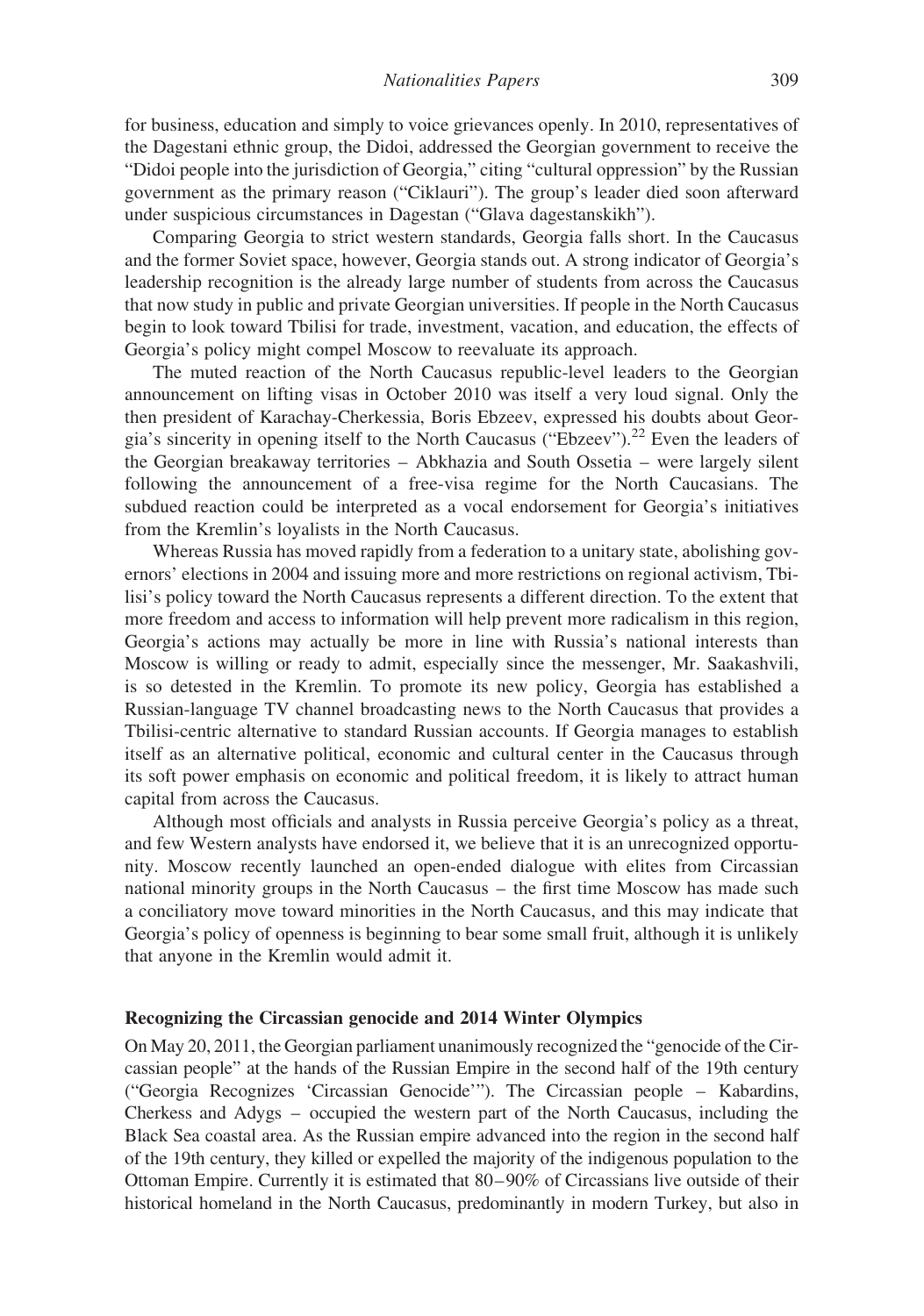for business, education and simply to voice grievances openly. In 2010, representatives of the Dagestani ethnic group, the Didoi, addressed the Georgian government to receive the "Didoi people into the jurisdiction of Georgia," citing "cultural oppression" by the Russian government as the primary reason ("Ciklauri"). The group's leader died soon afterward under suspicious circumstances in Dagestan ("Glava dagestanskikh").

Comparing Georgia to strict western standards, Georgia falls short. In the Caucasus and the former Soviet space, however, Georgia stands out. A strong indicator of Georgia's leadership recognition is the already large number of students from across the Caucasus that now study in public and private Georgian universities. If people in the North Caucasus begin to look toward Tbilisi for trade, investment, vacation, and education, the effects of Georgia's policy might compel Moscow to reevaluate its approach.

The muted reaction of the North Caucasus republic-level leaders to the Georgian announcement on lifting visas in October 2010 was itself a very loud signal. Only the then president of Karachay-Cherkessia, Boris Ebzeev, expressed his doubts about Georgia's sincerity in opening itself to the North Caucasus ("Ebzeev").[22] Even the leaders of the Georgian breakaway territories – Abkhazia and South Ossetia – were largely silent following the announcement of a free-visa regime for the North Caucasians. The subdued reaction could be interpreted as a vocal endorsement for Georgia's initiatives from the Kremlin's loyalists in the North Caucasus.

Whereas Russia has moved rapidly from a federation to a unitary state, abolishing governors' elections in 2004 and issuing more and more restrictions on regional activism, Tbilisi's policy toward the North Caucasus represents a different direction. To the extent that more freedom and access to information will help prevent more radicalism in this region, Georgia's actions may actually be more in line with Russia's national interests than Moscow is willing or ready to admit, especially since the messenger, Mr. Saakashvili, is so detested in the Kremlin. To promote its new policy, Georgia has established a Russian-language TV channel broadcasting news to the North Caucasus that provides a Tbilisi-centric alternative to standard Russian accounts. If Georgia manages to establish itself as an alternative political, economic and cultural center in the Caucasus through its soft power emphasis on economic and political freedom, it is likely to attract human capital from across the Caucasus.

Although most officials and analysts in Russia perceive Georgia's policy as a threat, and few Western analysts have endorsed it, we believe that it is an unrecognized opportunity. Moscow recently launched an open-ended dialogue with elites from Circassian national minority groups in the North Caucasus – the first time Moscow has made such a conciliatory move toward minorities in the North Caucasus, and this may indicate that Georgia's policy of openness is beginning to bear some small fruit, although it is unlikely that anyone in the Kremlin would admit it.

### Recognizing the Circassian genocide and 2014 Winter Olympics

On May 20, 2011, the Georgian parliament unanimously recognized the "genocide of the Circassian people" at the hands of the Russian Empire in the second half of the 19th century ("Georgia Recognizes 'Circassian Genocide'"). The Circassian people – Kabardins, Cherkess and Adygs – occupied the western part of the North Caucasus, including the Black Sea coastal area. As the Russian empire advanced into the region in the second half of the 19th century, they killed or expelled the majority of the indigenous population to the Ottoman Empire. Currently it is estimated that 80–90% of Circassians live outside of their historical homeland in the North Caucasus, predominantly in modern Turkey, but also in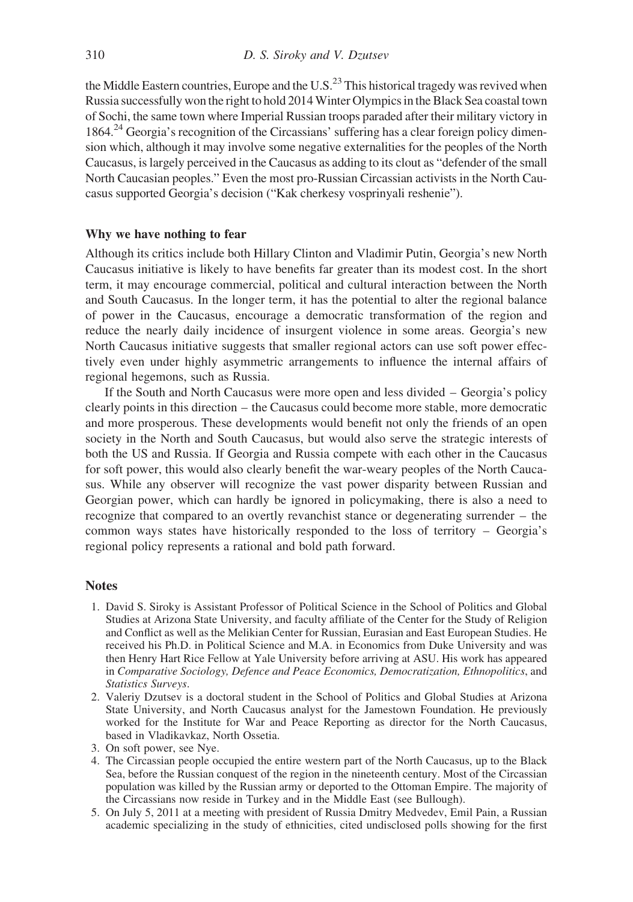the Middle Eastern countries, Europe and the U.S.[23] This historical tragedy was revived when Russia successfully won the right to hold 2014 Winter Olympics in the Black Sea coastal town of Sochi, the same town where Imperial Russian troops paraded after their military victory in 1864.[24] Georgia's recognition of the Circassians' suffering has a clear foreign policy dimension which, although it may involve some negative externalities for the peoples of the North Caucasus, is largely perceived in the Caucasus as adding to its clout as "defender of the small North Caucasian peoples." Even the most pro-Russian Circassian activists in the North Caucasus supported Georgia's decision ("Kak cherkesy vosprinyali reshenie").

## Why we have nothing to fear

Although its critics include both Hillary Clinton and Vladimir Putin, Georgia's new North Caucasus initiative is likely to have benefits far greater than its modest cost. In the short term, it may encourage commercial, political and cultural interaction between the North and South Caucasus. In the longer term, it has the potential to alter the regional balance of power in the Caucasus, encourage a democratic transformation of the region and reduce the nearly daily incidence of insurgent violence in some areas. Georgia's new North Caucasus initiative suggests that smaller regional actors can use soft power effectively even under highly asymmetric arrangements to influence the internal affairs of regional hegemons, such as Russia.

If the South and North Caucasus were more open and less divided – Georgia's policy clearly points in this direction – the Caucasus could become more stable, more democratic and more prosperous. These developments would benefit not only the friends of an open society in the North and South Caucasus, but would also serve the strategic interests of both the US and Russia. If Georgia and Russia compete with each other in the Caucasus for soft power, this would also clearly benefit the war-weary peoples of the North Caucasus. While any observer will recognize the vast power disparity between Russian and Georgian power, which can hardly be ignored in policymaking, there is also a need to recognize that compared to an overtly revanchist stance or degenerating surrender – the common ways states have historically responded to the loss of territory – Georgia's regional policy represents a rational and bold path forward.

## Notes

1. David S. Siroky is Assistant Professor of Political Science in the School of Politics and Global Studies at Arizona State University, and faculty affiliate of the Center for the Study of Religion and Conflict as well as the Melikian Center for Russian, Eurasian and East European Studies. He received his Ph.D. in Political Science and M.A. in Economics from Duke University and was then Henry Hart Rice Fellow at Yale University before arriving at ASU. His work has appeared in *Comparative Sociology, Defence and Peace Economics, Democratization, Ethnopolitics*, and *Statistics Surveys*.
2. Valeriy Dzutsev is a doctoral student in the School of Politics and Global Studies at Arizona State University, and North Caucasus analyst for the Jamestown Foundation. He previously worked for the Institute for War and Peace Reporting as director for the North Caucasus, based in Vladikavkaz, North Ossetia.
3. On soft power, see Nye.
4. The Circassian people occupied the entire western part of the North Caucasus, up to the Black Sea, before the Russian conquest of the region in the nineteenth century. Most of the Circassian population was killed by the Russian army or deported to the Ottoman Empire. The majority of the Circassians now reside in Turkey and in the Middle East (see Bullough).
5. On July 5, 2011 at a meeting with president of Russia Dmitry Medvedev, Emil Pain, a Russian academic specializing in the study of ethnicities, cited undisclosed polls showing for the first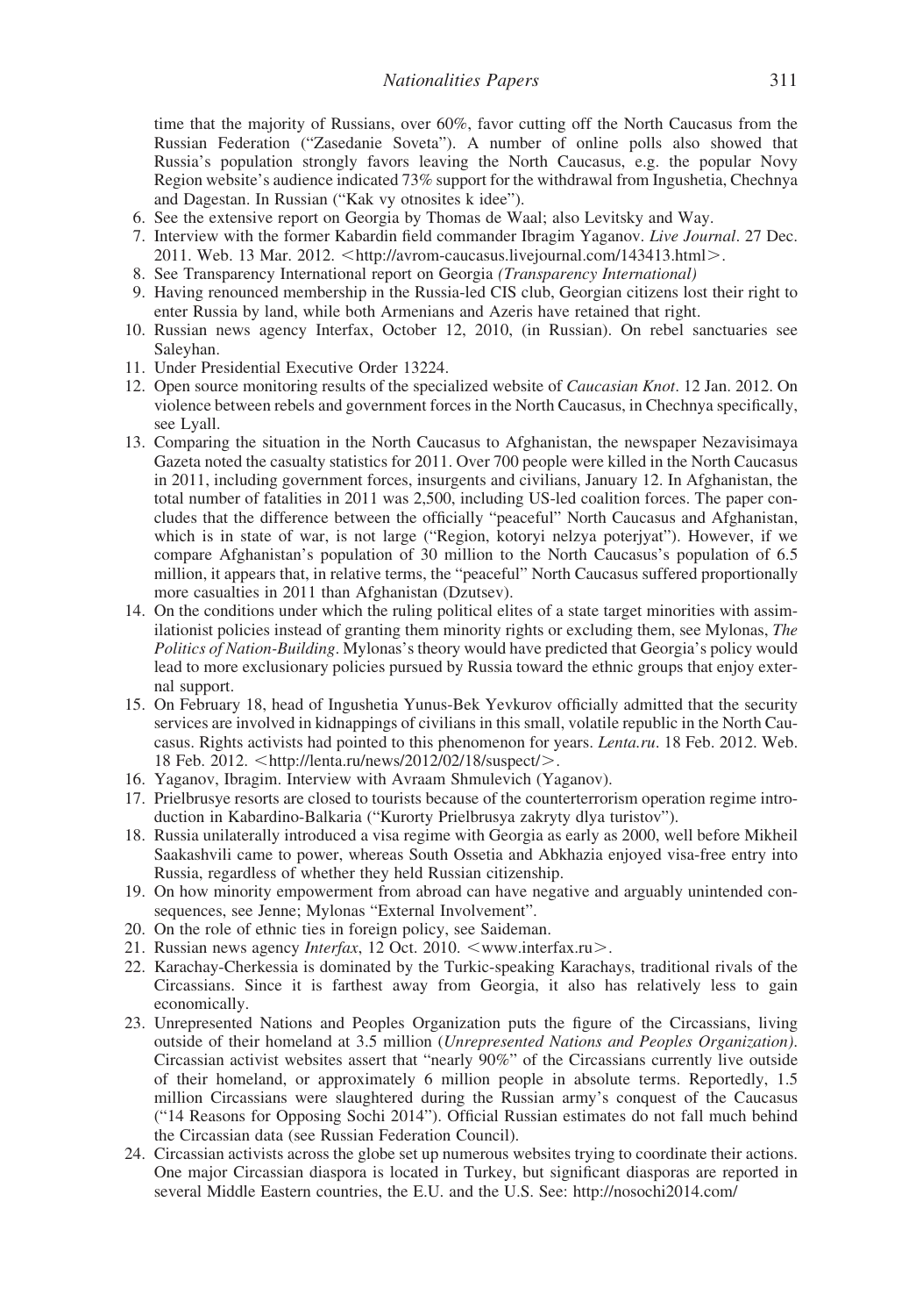time that the majority of Russians, over 60%, favor cutting off the North Caucasus from the Russian Federation ("Zasedanie Soveta"). A number of online polls also showed that Russia's population strongly favors leaving the North Caucasus, e.g. the popular Novy Region website's audience indicated 73% support for the withdrawal from Ingushetia, Chechnya and Dagestan. In Russian ("Kak vy otnosites k idee").

6. See the extensive report on Georgia by Thomas de Waal; also Levitsky and Way.
7. Interview with the former Kabardin field commander Ibragim Yaganov. *Live Journal*. 27 Dec. 2011. Web. 13 Mar. 2012. <http://avrom-caucasus.livejournal.com/143413.html>.
8. See Transparency International report on Georgia *(Transparency International)*
9. Having renounced membership in the Russia-led CIS club, Georgian citizens lost their right to enter Russia by land, while both Armenians and Azeris have retained that right.
10. Russian news agency Interfax, October 12, 2010, (in Russian). On rebel sanctuaries see Saleyhan.
11. Under Presidential Executive Order 13224.
12. Open source monitoring results of the specialized website of *Caucasian Knot*. 12 Jan. 2012. On violence between rebels and government forces in the North Caucasus, in Chechnya specifically, see Lyall.
13. Comparing the situation in the North Caucasus to Afghanistan, the newspaper Nezavisimaya Gazeta noted the casualty statistics for 2011. Over 700 people were killed in the North Caucasus in 2011, including government forces, insurgents and civilians, January 12. In Afghanistan, the total number of fatalities in 2011 was 2,500, including US-led coalition forces. The paper concludes that the difference between the officially "peaceful" North Caucasus and Afghanistan, which is in state of war, is not large ("Region, kotoryi nelzya poterjyat"). However, if we compare Afghanistan's population of 30 million to the North Caucasus's population of 6.5 million, it appears that, in relative terms, the "peaceful" North Caucasus suffered proportionally more casualties in 2011 than Afghanistan (Dzutsev).
14. On the conditions under which the ruling political elites of a state target minorities with assimilationist policies instead of granting them minority rights or excluding them, see Mylonas, *The Politics of Nation-Building*. Mylonas's theory would have predicted that Georgia's policy would lead to more exclusionary policies pursued by Russia toward the ethnic groups that enjoy external support.
15. On February 18, head of Ingushetia Yunus-Bek Yevkurov officially admitted that the security services are involved in kidnappings of civilians in this small, volatile republic in the North Caucasus. Rights activists had pointed to this phenomenon for years. *Lenta.ru*. 18 Feb. 2012. Web. 18 Feb. 2012. <http://lenta.ru/news/2012/02/18/suspect/>.
16. Yaganov, Ibragim. Interview with Avraam Shmulevich (Yaganov).
17. Prielbrusye resorts are closed to tourists because of the counterterrorism operation regime introduction in Kabardino-Balkaria ("Kurorty Prielbrusya zakryty dlya turistov").
18. Russia unilaterally introduced a visa regime with Georgia as early as 2000, well before Mikheil Saakashvili came to power, whereas South Ossetia and Abkhazia enjoyed visa-free entry into Russia, regardless of whether they held Russian citizenship.
19. On how minority empowerment from abroad can have negative and arguably unintended consequences, see Jenne; Mylonas "External Involvement".
20. On the role of ethnic ties in foreign policy, see Saideman.
21. Russian news agency *Interfax*, 12 Oct. 2010. <www.interfax.ru>.
22. Karachay-Cherkessia is dominated by the Turkic-speaking Karachays, traditional rivals of the Circassians. Since it is farthest away from Georgia, it also has relatively less to gain economically.
23. Unrepresented Nations and Peoples Organization puts the figure of the Circassians, living outside of their homeland at 3.5 million (*Unrepresented Nations and Peoples Organization)*. Circassian activist websites assert that "nearly 90%" of the Circassians currently live outside of their homeland, or approximately 6 million people in absolute terms. Reportedly, 1.5 million Circassians were slaughtered during the Russian army's conquest of the Caucasus ("14 Reasons for Opposing Sochi 2014"). Official Russian estimates do not fall much behind the Circassian data (see Russian Federation Council).
24. Circassian activists across the globe set up numerous websites trying to coordinate their actions. One major Circassian diaspora is located in Turkey, but significant diasporas are reported in several Middle Eastern countries, the E.U. and the U.S. See: http://nosochi2014.com/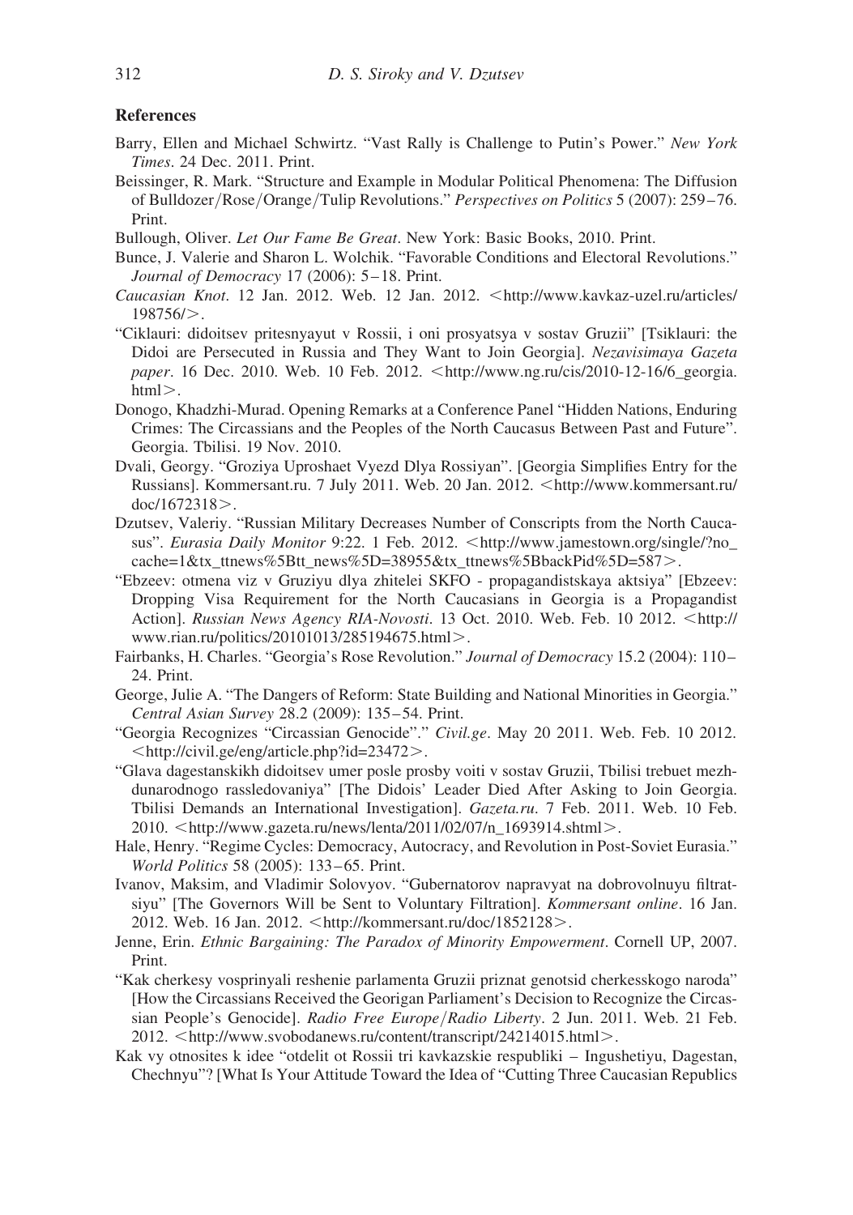## References

Barry, Ellen and Michael Schwirtz. "Vast Rally is Challenge to Putin's Power." *New York Times*. 24 Dec. 2011. Print.

Beissinger, R. Mark. "Structure and Example in Modular Political Phenomena: The Diffusion of Bulldozer/Rose/Orange/Tulip Revolutions." *Perspectives on Politics* 5 (2007): 259–76. Print.

Bullough, Oliver. *Let Our Fame Be Great*. New York: Basic Books, 2010. Print.

Bunce, J. Valerie and Sharon L. Wolchik. "Favorable Conditions and Electoral Revolutions." *Journal of Democracy* 17 (2006): 5–18. Print.

*Caucasian Knot*. 12 Jan. 2012. Web. 12 Jan. 2012. <http://www.kavkaz-uzel.ru/articles/198756/>.

"Ciklauri: didoitsev pritesnyayut v Rossii, i oni prosyatsya v sostav Gruzii" [Tsiklauri: the Didoi are Persecuted in Russia and They Want to Join Georgia]. *Nezavisimaya Gazeta paper*. 16 Dec. 2010. Web. 10 Feb. 2012. <http://www.ng.ru/cis/2010-12-16/6_georgia.html>.

Donogo, Khadzhi-Murad. Opening Remarks at a Conference Panel "Hidden Nations, Enduring Crimes: The Circassians and the Peoples of the North Caucasus Between Past and Future". Georgia. Tbilisi. 19 Nov. 2010.

Dvali, Georgy. "Groziya Uproshaet Vyezd Dlya Rossiyan". [Georgia Simplifies Entry for the Russians]. Kommersant.ru. 7 July 2011. Web. 20 Jan. 2012. <http://www.kommersant.ru/doc/1672318>.

Dzutsev, Valeriy. "Russian Military Decreases Number of Conscripts from the North Caucasus". *Eurasia Daily Monitor* 9:22. 1 Feb. 2012. <http://www.jamestown.org/single/?no_cache=1&tx_ttnews%5Btt_news%5D=38955&tx_ttnews%5BbackPid%5D=587>.

"Ebzeev: otmena viz v Gruziyu dlya zhitelei SKFO - propagandistskaya aktsiya" [Ebzeev: Dropping Visa Requirement for the North Caucasians in Georgia is a Propagandist Action]. *Russian News Agency RIA-Novosti*. 13 Oct. 2010. Web. Feb. 10 2012. <http://www.rian.ru/politics/20101013/285194675.html>.

Fairbanks, H. Charles. "Georgia's Rose Revolution." *Journal of Democracy* 15.2 (2004): 110–24. Print.

George, Julie A. "The Dangers of Reform: State Building and National Minorities in Georgia." *Central Asian Survey* 28.2 (2009): 135–54. Print.

"Georgia Recognizes "Circassian Genocide"." *Civil.ge*. May 20 2011. Web. Feb. 10 2012. <http://civil.ge/eng/article.php?id=23472>.

"Glava dagestanskikh didoitsev umer posle prosby voiti v sostav Gruzii, Tbilisi trebuet mezhdunarodnogo rassledovaniya" [The Didois' Leader Died After Asking to Join Georgia. Tbilisi Demands an International Investigation]. *Gazeta.ru*. 7 Feb. 2011. Web. 10 Feb. 2010. <http://www.gazeta.ru/news/lenta/2011/02/07/n_1693914.shtml>.

Hale, Henry. "Regime Cycles: Democracy, Autocracy, and Revolution in Post-Soviet Eurasia." *World Politics* 58 (2005): 133–65. Print.

Ivanov, Maksim, and Vladimir Solovyov. "Gubernatorov napravyat na dobrovolnuyu filtratsiyu" [The Governors Will be Sent to Voluntary Filtration]. *Kommersant online*. 16 Jan. 2012. Web. 16 Jan. 2012. <http://kommersant.ru/doc/1852128>.

Jenne, Erin. *Ethnic Bargaining: The Paradox of Minority Empowerment*. Cornell UP, 2007. Print.

"Kak cherkesy vosprinyali reshenie parlamenta Gruzii priznat genotsid cherkesskogo naroda" [How the Circassians Received the Georigan Parliament's Decision to Recognize the Circassian People's Genocide]. *Radio Free Europe/Radio Liberty*. 2 Jun. 2011. Web. 21 Feb. 2012. <http://www.svobodanews.ru/content/transcript/24214015.html>.

Kak vy otnosites k idee "otdelit ot Rossii tri kavkazskie respubliki – Ingushetiyu, Dagestan, Chechnyu"? [What Is Your Attitude Toward the Idea of "Cutting Three Caucasian Republics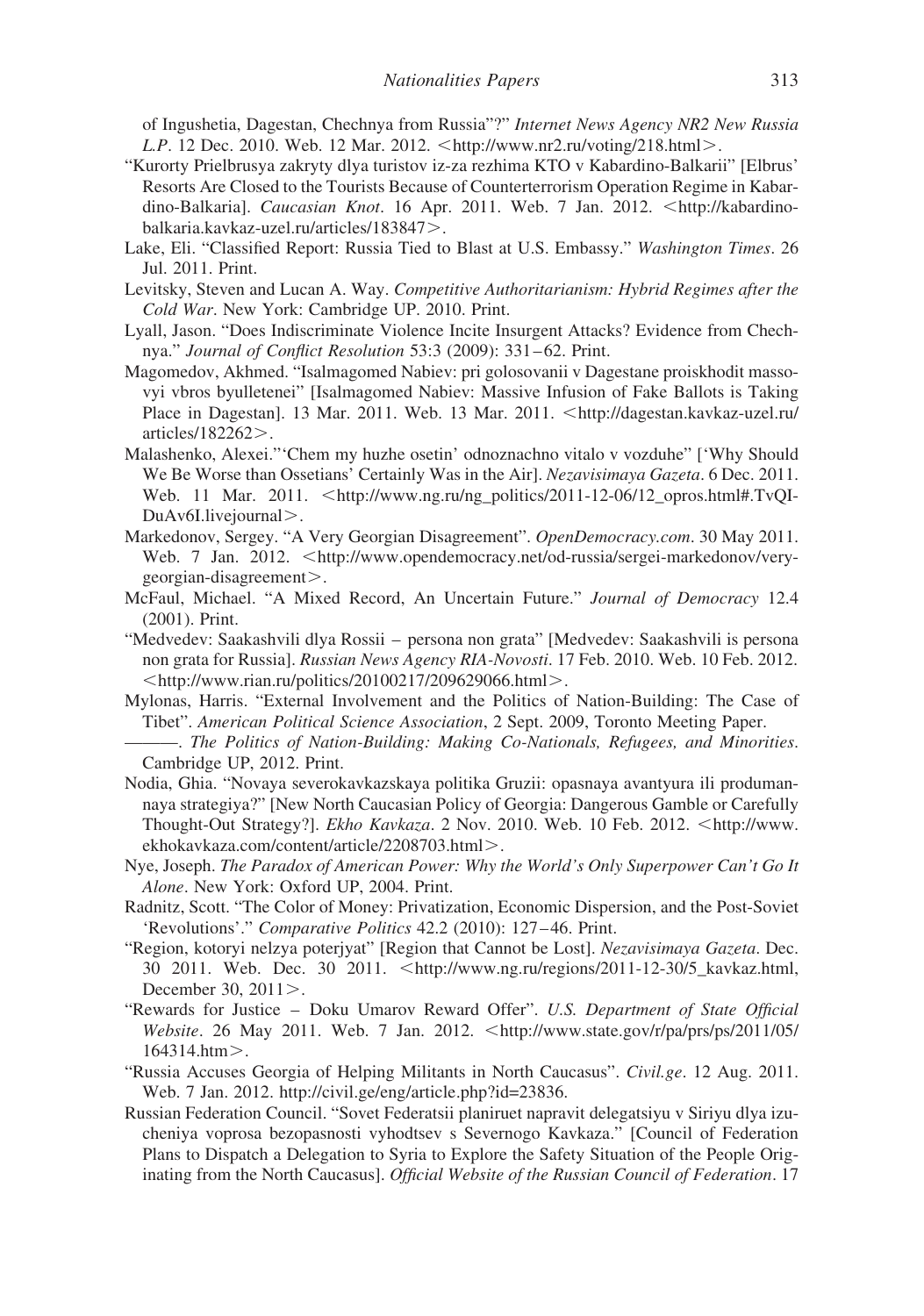of Ingushetia, Dagestan, Chechnya from Russia"?" *Internet News Agency NR2 New Russia L.P*. 12 Dec. 2010. Web. 12 Mar. 2012. <http://www.nr2.ru/voting/218.html>.

"Kurorty Prielbrusya zakryty dlya turistov iz-za rezhima KTO v Kabardino-Balkarii" [Elbrus' Resorts Are Closed to the Tourists Because of Counterterrorism Operation Regime in Kabardino-Balkaria]. *Caucasian Knot*. 16 Apr. 2011. Web. 7 Jan. 2012. <http://kabardino-balkaria.kavkaz-uzel.ru/articles/183847>.

Lake, Eli. "Classified Report: Russia Tied to Blast at U.S. Embassy." *Washington Times*. 26 Jul. 2011. Print.

Levitsky, Steven and Lucan A. Way. *Competitive Authoritarianism: Hybrid Regimes after the Cold War*. New York: Cambridge UP. 2010. Print.

Lyall, Jason. "Does Indiscriminate Violence Incite Insurgent Attacks? Evidence from Chechnya." *Journal of Conflict Resolution* 53:3 (2009): 331–62. Print.

Magomedov, Akhmed. "Isalmagomed Nabiev: pri golosovanii v Dagestane proiskhodit massovyi vbros byulletenei" [Isalmagomed Nabiev: Massive Infusion of Fake Ballots is Taking Place in Dagestan]. 13 Mar. 2011. Web. 13 Mar. 2011. <http://dagestan.kavkaz-uzel.ru/articles/182262>.

Malashenko, Alexei."'Chem my huzhe osetin' odnoznachno vitalo v vozduhe" ['Why Should We Be Worse than Ossetians' Certainly Was in the Air]. *Nezavisimaya Gazeta*. 6 Dec. 2011. Web. 11 Mar. 2011. <http://www.ng.ru/ng_politics/2011-12-06/12_opros.html#.TvQI-DuAv6I.livejournal>.

Markedonov, Sergey. "A Very Georgian Disagreement". *OpenDemocracy.com*. 30 May 2011. Web. 7 Jan. 2012. <http://www.opendemocracy.net/od-russia/sergei-markedonov/very-georgian-disagreement>.

McFaul, Michael. "A Mixed Record, An Uncertain Future." *Journal of Democracy* 12.4 (2001). Print.

"Medvedev: Saakashvili dlya Rossii – persona non grata" [Medvedev: Saakashvili is persona non grata for Russia]. *Russian News Agency RIA-Novosti*. 17 Feb. 2010. Web. 10 Feb. 2012. <http://www.rian.ru/politics/20100217/209629066.html>.

Mylonas, Harris. "External Involvement and the Politics of Nation-Building: The Case of Tibet". *American Political Science Association*, 2 Sept. 2009, Toronto Meeting Paper.

———. *The Politics of Nation-Building: Making Co-Nationals, Refugees, and Minorities*. Cambridge UP, 2012. Print.

Nodia, Ghia. "Novaya severokavkazskaya politika Gruzii: opasnaya avantyura ili produmannaya strategiya?" [New North Caucasian Policy of Georgia: Dangerous Gamble or Carefully Thought-Out Strategy?]. *Ekho Kavkaza*. 2 Nov. 2010. Web. 10 Feb. 2012. <http://www.ekhokavkaza.com/content/article/2208703.html>.

Nye, Joseph. *The Paradox of American Power: Why the World's Only Superpower Can't Go It Alone*. New York: Oxford UP, 2004. Print.

Radnitz, Scott. "The Color of Money: Privatization, Economic Dispersion, and the Post-Soviet 'Revolutions'." *Comparative Politics* 42.2 (2010): 127–46. Print.

"Region, kotoryi nelzya poterjyat" [Region that Cannot be Lost]. *Nezavisimaya Gazeta*. Dec. 30 2011. Web. Dec. 30 2011. <http://www.ng.ru/regions/2011-12-30/5_kavkaz.html, December 30, 2011>.

"Rewards for Justice – Doku Umarov Reward Offer". *U.S. Department of State Official Website*. 26 May 2011. Web. 7 Jan. 2012. <http://www.state.gov/r/pa/prs/ps/2011/05/164314.htm>.

"Russia Accuses Georgia of Helping Militants in North Caucasus". *Civil.ge*. 12 Aug. 2011. Web. 7 Jan. 2012. http://civil.ge/eng/article.php?id=23836.

Russian Federation Council. "Sovet Federatsii planiruet napravit delegatsiyu v Siriyu dlya izucheniya voprosa bezopasnosti vyhodtsev s Severnogo Kavkaza." [Council of Federation Plans to Dispatch a Delegation to Syria to Explore the Safety Situation of the People Originating from the North Caucasus]. *Official Website of the Russian Council of Federation*. 17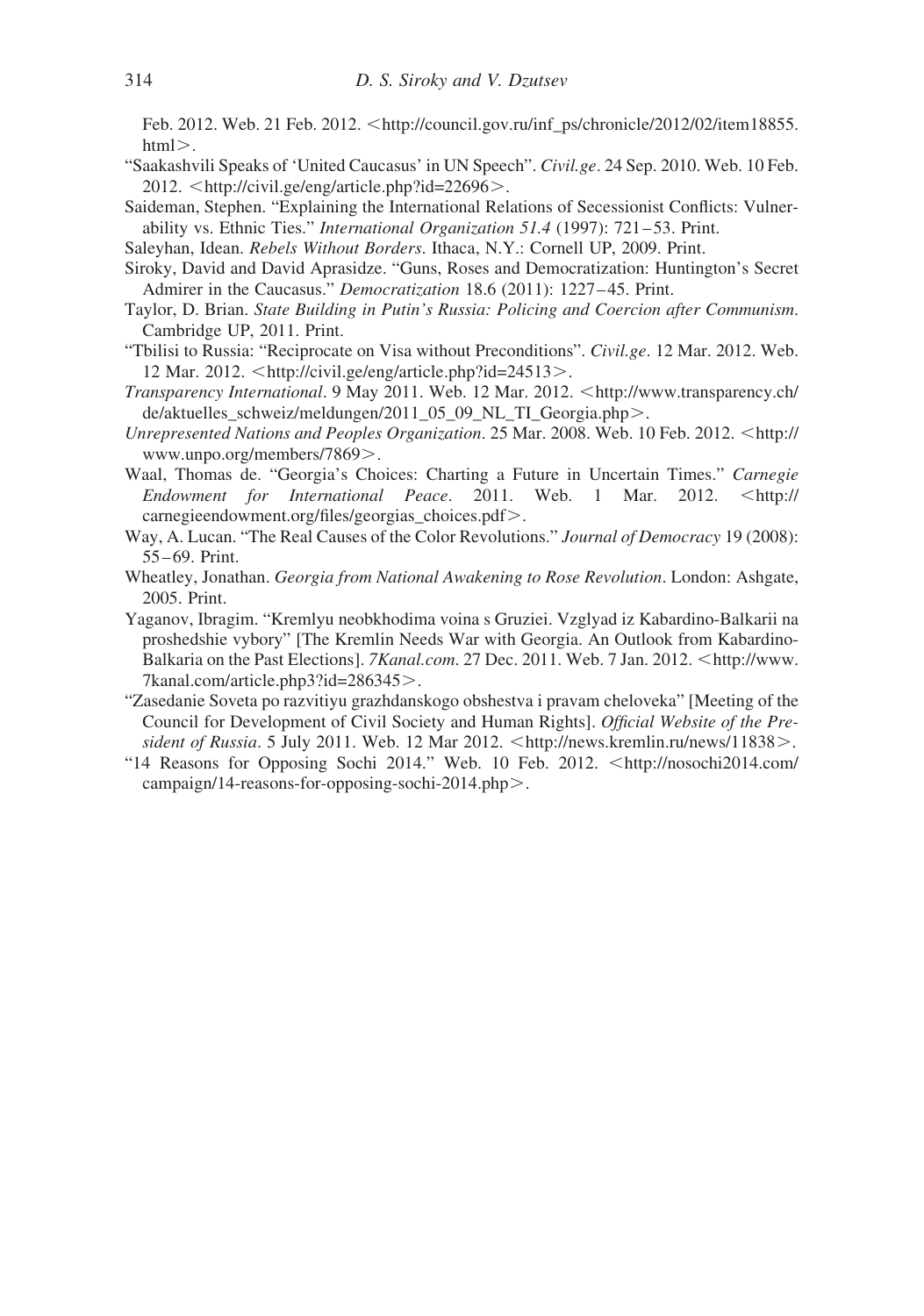Feb. 2012. Web. 21 Feb. 2012. <http://council.gov.ru/inf_ps/chronicle/2012/02/item18855.html>.

"Saakashvili Speaks of 'United Caucasus' in UN Speech". *Civil.ge*. 24 Sep. 2010. Web. 10 Feb. 2012. <http://civil.ge/eng/article.php?id=22696>.

Saideman, Stephen. "Explaining the International Relations of Secessionist Conflicts: Vulnerability vs. Ethnic Ties." *International Organization 51.4* (1997): 721–53. Print.

Saleyhan, Idean. *Rebels Without Borders*. Ithaca, N.Y.: Cornell UP, 2009. Print.

Siroky, David and David Aprasidze. "Guns, Roses and Democratization: Huntington's Secret Admirer in the Caucasus." *Democratization* 18.6 (2011): 1227–45. Print.

Taylor, D. Brian. *State Building in Putin's Russia: Policing and Coercion after Communism*. Cambridge UP, 2011. Print.

"Tbilisi to Russia: "Reciprocate on Visa without Preconditions". *Civil.ge*. 12 Mar. 2012. Web. 12 Mar. 2012. <http://civil.ge/eng/article.php?id=24513>.

*Transparency International*. 9 May 2011. Web. 12 Mar. 2012. <http://www.transparency.ch/de/aktuelles_schweiz/meldungen/2011_05_09_NL_TI_Georgia.php>.

*Unrepresented Nations and Peoples Organization*. 25 Mar. 2008. Web. 10 Feb. 2012. <http://www.unpo.org/members/7869>.

Waal, Thomas de. "Georgia's Choices: Charting a Future in Uncertain Times." *Carnegie Endowment for International Peace*. 2011. Web. 1 Mar. 2012. <http://carnegieendowment.org/files/georgias_choices.pdf>.

Way, A. Lucan. "The Real Causes of the Color Revolutions." *Journal of Democracy* 19 (2008): 55–69. Print.

Wheatley, Jonathan. *Georgia from National Awakening to Rose Revolution*. London: Ashgate, 2005. Print.

Yaganov, Ibragim. "Kremlyu neobkhodima voina s Gruziei. Vzglyad iz Kabardino-Balkarii na proshedshie vybory" [The Kremlin Needs War with Georgia. An Outlook from Kabardino-Balkaria on the Past Elections]. *7Kanal.com*. 27 Dec. 2011. Web. 7 Jan. 2012. <http://www.7kanal.com/article.php3?id=286345>.

"Zasedanie Soveta po razvitiyu grazhdanskogo obshestva i pravam cheloveka" [Meeting of the Council for Development of Civil Society and Human Rights]. *Official Website of the President of Russia*. 5 July 2011. Web. 12 Mar 2012. <http://news.kremlin.ru/news/11838>.

"14 Reasons for Opposing Sochi 2014." Web. 10 Feb. 2012. <http://nosochi2014.com/campaign/14-reasons-for-opposing-sochi-2014.php>.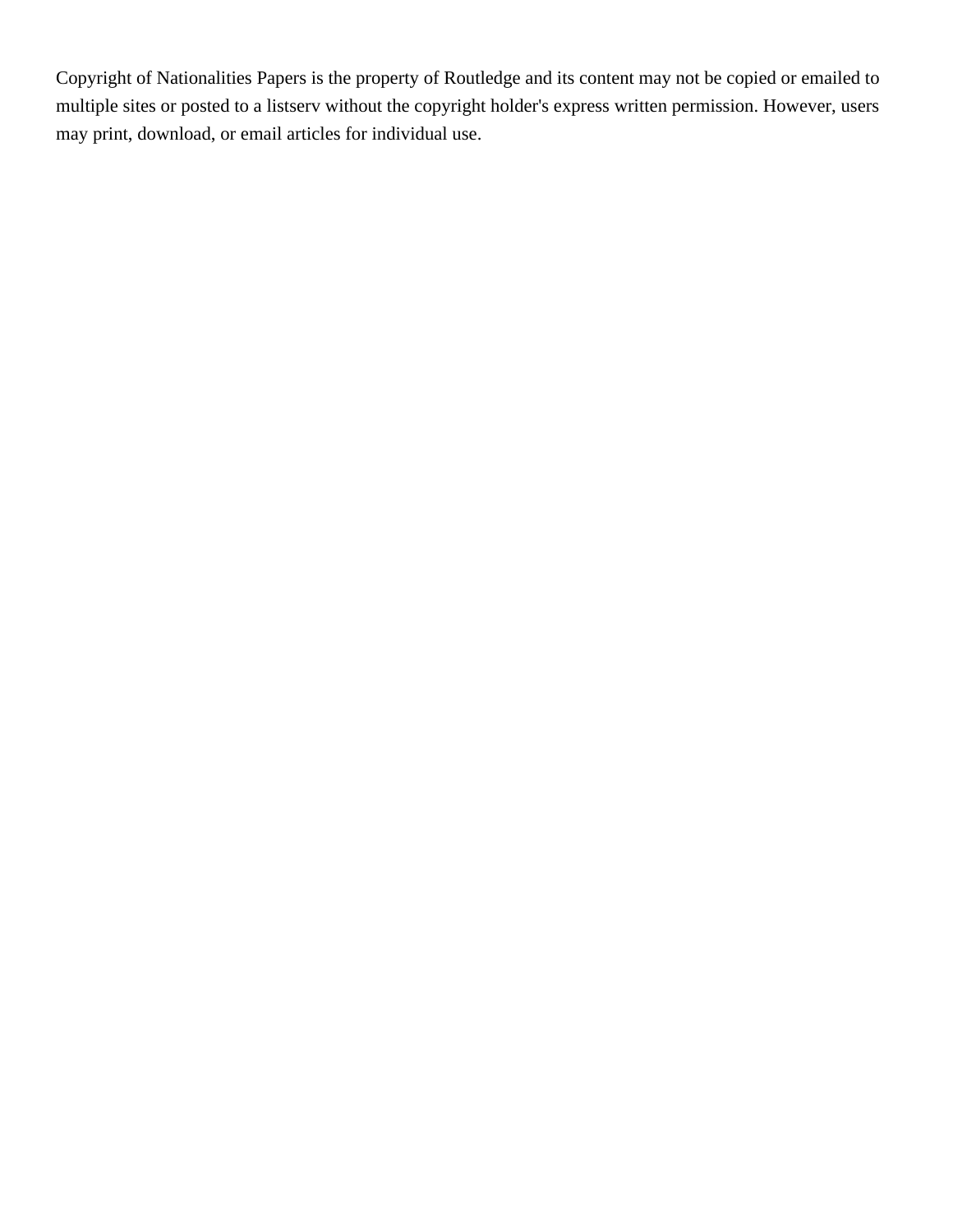Copyright of Nationalities Papers is the property of Routledge and its content may not be copied or emailed to multiple sites or posted to a listserv without the copyright holder's express written permission. However, users may print, download, or email articles for individual use.